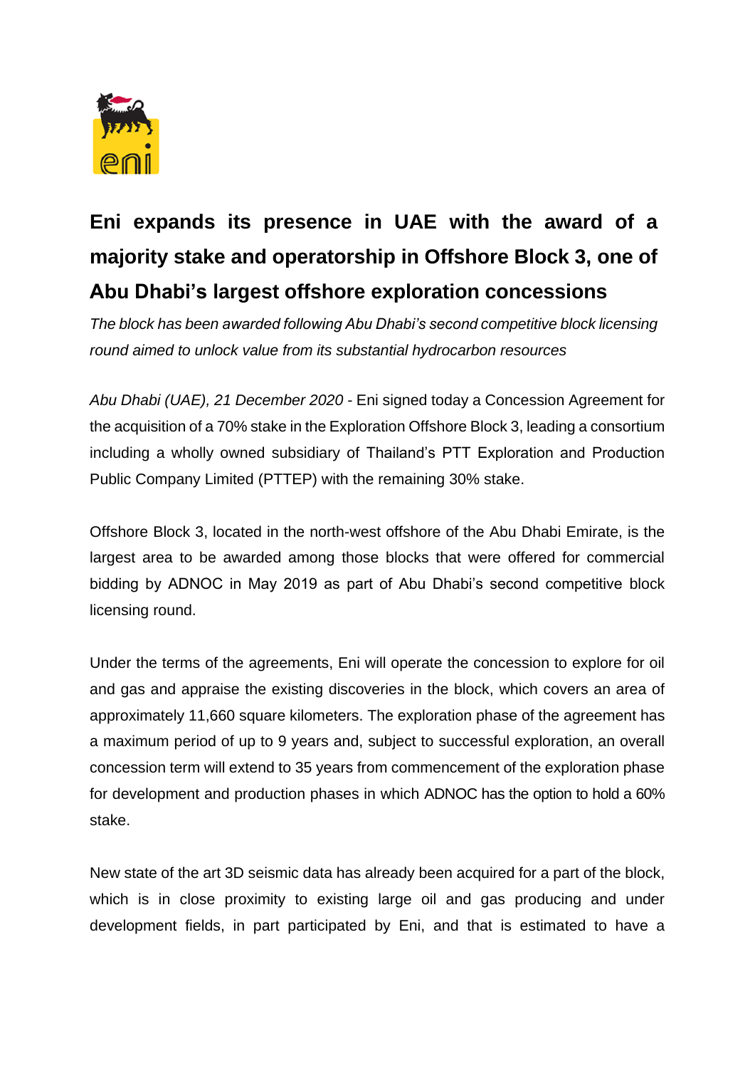# Eni expands its presence in UAE with the award of a majority stake and operatorship in Offshore Block 3, one of Abu Dhabi's largest offshore exploration concessions

*The block has been awarded following Abu Dhabi's second competitive block licensing round aimed to unlock value from its substantial hydrocarbon resources*

*Abu Dhabi (UAE), 21 December 2020* - Eni signed today a Concession Agreement for the acquisition of a 70% stake in the Exploration Offshore Block 3, leading a consortium including a wholly owned subsidiary of Thailand's PTT Exploration and Production Public Company Limited (PTTEP) with the remaining 30% stake.

Offshore Block 3, located in the north-west offshore of the Abu Dhabi Emirate, is the largest area to be awarded among those blocks that were offered for commercial bidding by ADNOC in May 2019 as part of Abu Dhabi's second competitive block licensing round.

Under the terms of the agreements, Eni will operate the concession to explore for oil and gas and appraise the existing discoveries in the block, which covers an area of approximately 11,660 square kilometers. The exploration phase of the agreement has a maximum period of up to 9 years and, subject to successful exploration, an overall concession term will extend to 35 years from commencement of the exploration phase for development and production phases in which ADNOC has the option to hold a 60% stake.

New state of the art 3D seismic data has already been acquired for a part of the block, which is in close proximity to existing large oil and gas producing and under development fields, in part participated by Eni, and that is estimated to have a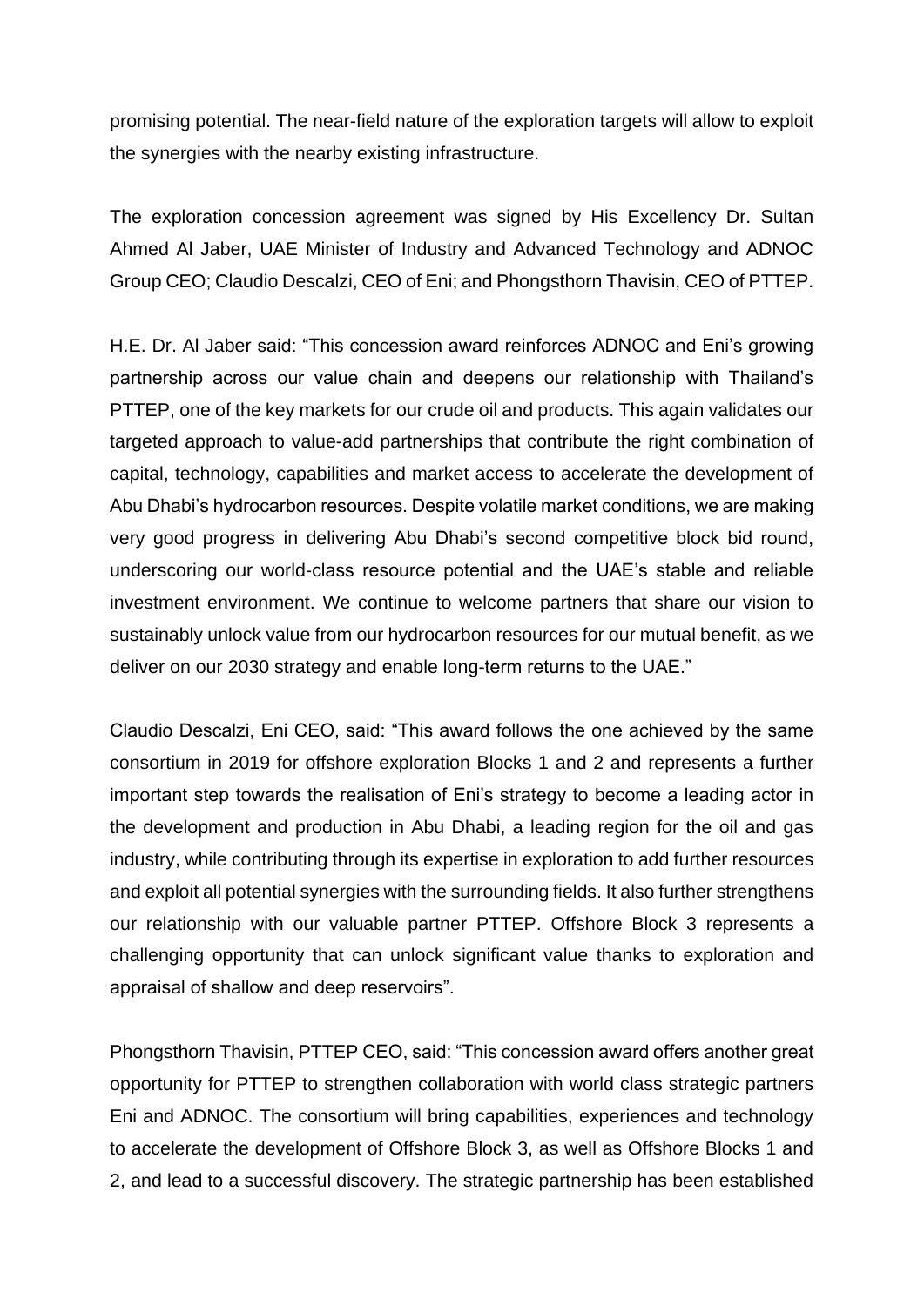promising potential. The near-field nature of the exploration targets will allow to exploit the synergies with the nearby existing infrastructure.

The exploration concession agreement was signed by His Excellency Dr. Sultan Ahmed Al Jaber, UAE Minister of Industry and Advanced Technology and ADNOC Group CEO; Claudio Descalzi, CEO of Eni; and Phongsthorn Thavisin, CEO of PTTEP.

H.E. Dr. Al Jaber said: "This concession award reinforces ADNOC and Eni's growing partnership across our value chain and deepens our relationship with Thailand's PTTEP, one of the key markets for our crude oil and products. This again validates our targeted approach to value-add partnerships that contribute the right combination of capital, technology, capabilities and market access to accelerate the development of Abu Dhabi's hydrocarbon resources. Despite volatile market conditions, we are making very good progress in delivering Abu Dhabi's second competitive block bid round, underscoring our world-class resource potential and the UAE's stable and reliable investment environment. We continue to welcome partners that share our vision to sustainably unlock value from our hydrocarbon resources for our mutual benefit, as we deliver on our 2030 strategy and enable long-term returns to the UAE."

Claudio Descalzi, Eni CEO, said: "This award follows the one achieved by the same consortium in 2019 for offshore exploration Blocks 1 and 2 and represents a further important step towards the realisation of Eni's strategy to become a leading actor in the development and production in Abu Dhabi, a leading region for the oil and gas industry, while contributing through its expertise in exploration to add further resources and exploit all potential synergies with the surrounding fields. It also further strengthens our relationship with our valuable partner PTTEP. Offshore Block 3 represents a challenging opportunity that can unlock significant value thanks to exploration and appraisal of shallow and deep reservoirs".

Phongsthorn Thavisin, PTTEP CEO, said: "This concession award offers another great opportunity for PTTEP to strengthen collaboration with world class strategic partners Eni and ADNOC. The consortium will bring capabilities, experiences and technology to accelerate the development of Offshore Block 3, as well as Offshore Blocks 1 and 2, and lead to a successful discovery. The strategic partnership has been established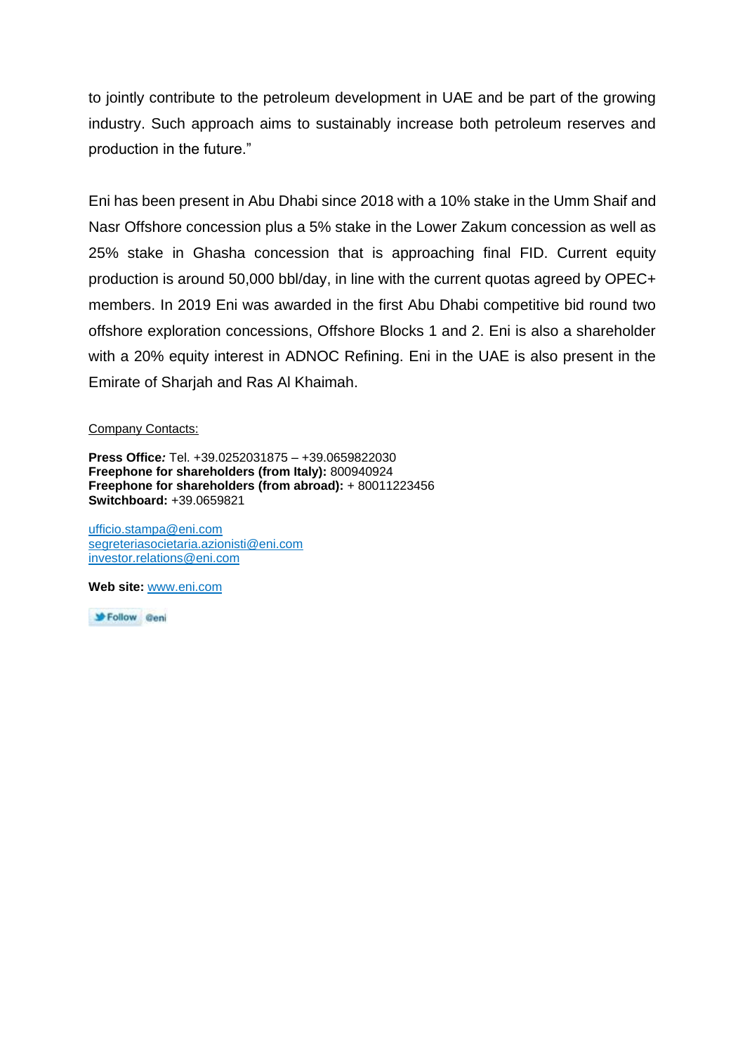to jointly contribute to the petroleum development in UAE and be part of the growing industry. Such approach aims to sustainably increase both petroleum reserves and production in the future."

Eni has been present in Abu Dhabi since 2018 with a 10% stake in the Umm Shaif and Nasr Offshore concession plus a 5% stake in the Lower Zakum concession as well as 25% stake in Ghasha concession that is approaching final FID. Current equity production is around 50,000 bbl/day, in line with the current quotas agreed by OPEC+ members. In 2019 Eni was awarded in the first Abu Dhabi competitive bid round two offshore exploration concessions, Offshore Blocks 1 and 2. Eni is also a shareholder with a 20% equity interest in ADNOC Refining. Eni in the UAE is also present in the Emirate of Sharjah and Ras Al Khaimah.

Company Contacts:

**Press Office***:* Tel. +39.0252031875 – +39.0659822030
**Freephone for shareholders (from Italy):** 800940924
**Freephone for shareholders (from abroad):** + 80011223456
**Switchboard:** +39.0659821

ufficio.stampa@eni.com
segreteriasocietaria.azionisti@eni.com
investor.relations@eni.com

**Web site:** www.eni.com

Follow @eni